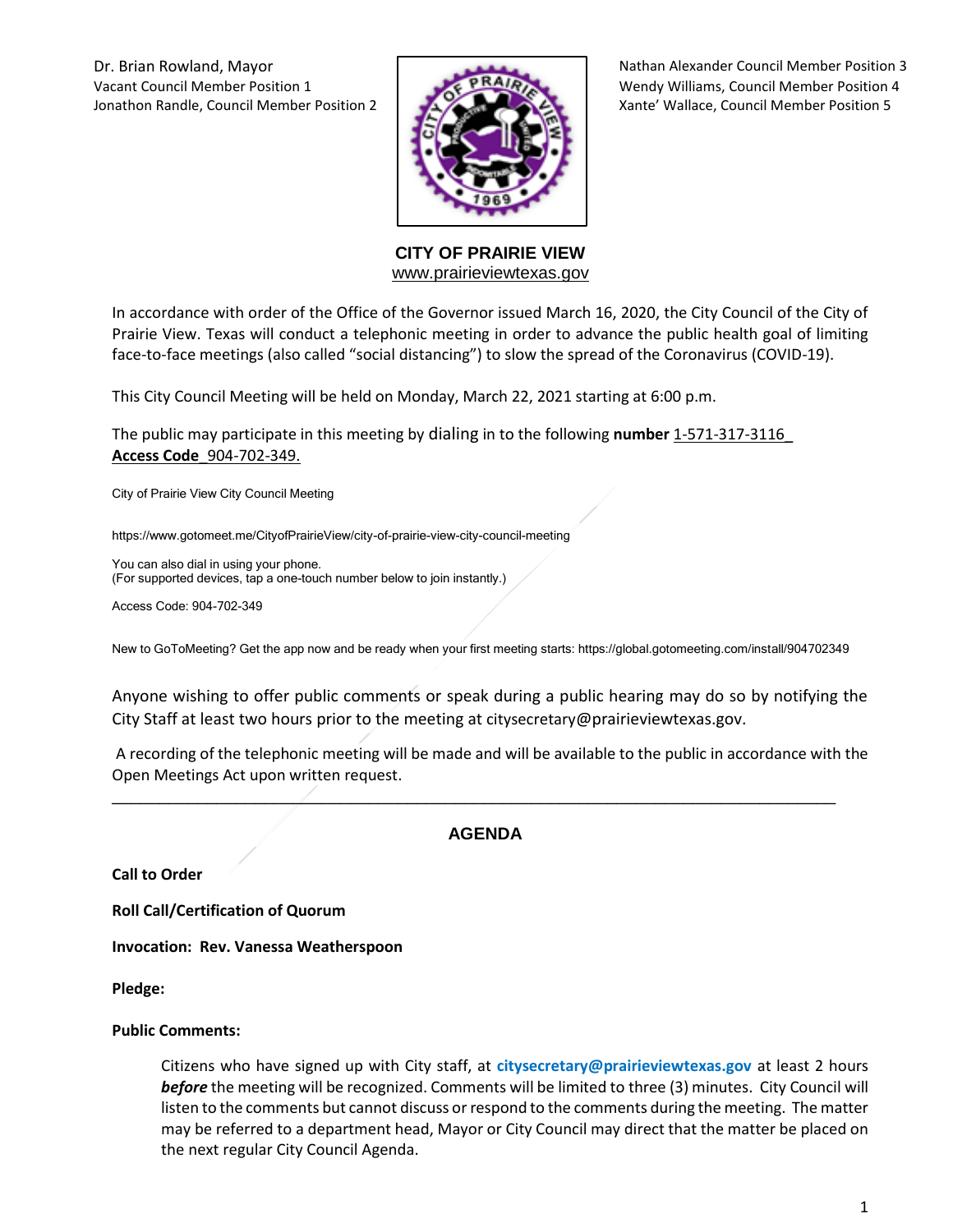Dr. Brian Rowland, Mayor
Vacant Council Member Position 1
Jonathon Randle, Council Member Position 2

Nathan Alexander Council Member Position 3
Wendy Williams, Council Member Position 4
Xante' Wallace, Council Member Position 5

**CITY OF PRAIRIE VIEW**
www.prairieviewtexas.gov

In accordance with order of the Office of the Governor issued March 16, 2020, the City Council of the City of Prairie View. Texas will conduct a telephonic meeting in order to advance the public health goal of limiting face-to-face meetings (also called "social distancing") to slow the spread of the Coronavirus (COVID-19).

This City Council Meeting will be held on Monday, March 22, 2021 starting at 6:00 p.m.

The public may participate in this meeting by dialing in to the following **number** 1-571-317-3116 **Access Code** 904-702-349.

City of Prairie View City Council Meeting

https://www.gotomeet.me/CityofPrairieView/city-of-prairie-view-city-council-meeting

You can also dial in using your phone.
(For supported devices, tap a one-touch number below to join instantly.)

Access Code: 904-702-349

New to GoToMeeting? Get the app now and be ready when your first meeting starts: https://global.gotomeeting.com/install/904702349

Anyone wishing to offer public comments or speak during a public hearing may do so by notifying the City Staff at least two hours prior to the meeting at citysecretary@prairieviewtexas.gov.

A recording of the telephonic meeting will be made and will be available to the public in accordance with the Open Meetings Act upon written request.

---

## AGENDA

**Call to Order**

**Roll Call/Certification of Quorum**

**Invocation: Rev. Vanessa Weatherspoon**

**Pledge:**

**Public Comments:**

Citizens who have signed up with City staff, at **citysecretary@prairieviewtexas.gov** at least 2 hours ***before*** the meeting will be recognized. Comments will be limited to three (3) minutes. City Council will listen to the comments but cannot discuss or respond to the comments during the meeting. The matter may be referred to a department head, Mayor or City Council may direct that the matter be placed on the next regular City Council Agenda.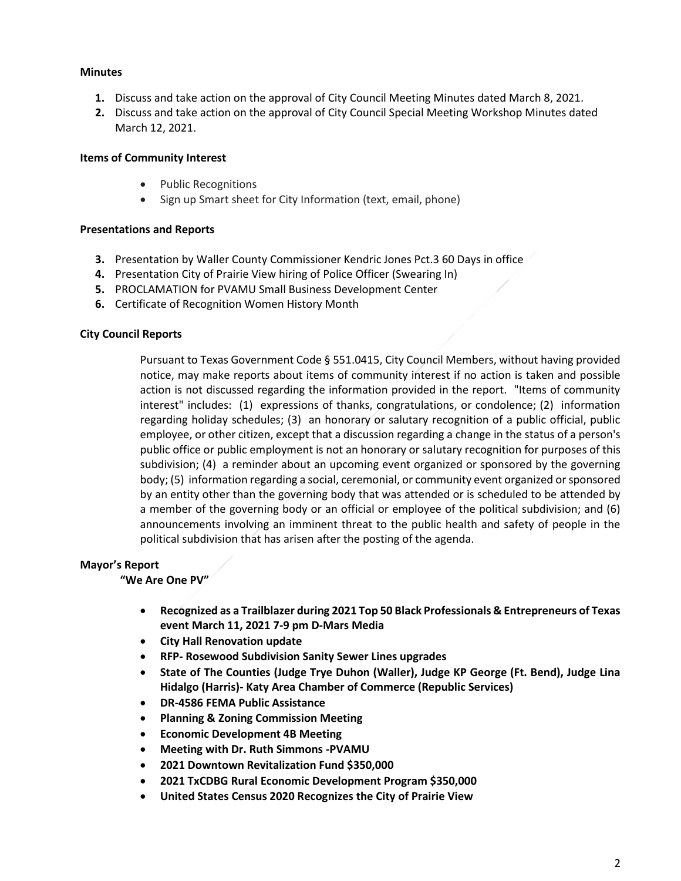**Minutes**

1. Discuss and take action on the approval of City Council Meeting Minutes dated March 8, 2021.
2. Discuss and take action on the approval of City Council Special Meeting Workshop Minutes dated March 12, 2021.

**Items of Community Interest**

- Public Recognitions
- Sign up Smart sheet for City Information (text, email, phone)

**Presentations and Reports**

3. Presentation by Waller County Commissioner Kendric Jones Pct.3 60 Days in office
4. Presentation City of Prairie View hiring of Police Officer (Swearing In)
5. PROCLAMATION for PVAMU Small Business Development Center
6. Certificate of Recognition Women History Month

**City Council Reports**

Pursuant to Texas Government Code § 551.0415, City Council Members, without having provided notice, may make reports about items of community interest if no action is taken and possible action is not discussed regarding the information provided in the report. "Items of community interest" includes: (1) expressions of thanks, congratulations, or condolence; (2) information regarding holiday schedules; (3) an honorary or salutary recognition of a public official, public employee, or other citizen, except that a discussion regarding a change in the status of a person's public office or public employment is not an honorary or salutary recognition for purposes of this subdivision; (4) a reminder about an upcoming event organized or sponsored by the governing body; (5) information regarding a social, ceremonial, or community event organized or sponsored by an entity other than the governing body that was attended or is scheduled to be attended by a member of the governing body or an official or employee of the political subdivision; and (6) announcements involving an imminent threat to the public health and safety of people in the political subdivision that has arisen after the posting of the agenda.

**Mayor's Report**

**"We Are One PV"**

- **Recognized as a Trailblazer during 2021 Top 50 Black Professionals & Entrepreneurs of Texas event March 11, 2021 7-9 pm D-Mars Media**
- **City Hall Renovation update**
- **RFP- Rosewood Subdivision Sanity Sewer Lines upgrades**
- **State of The Counties (Judge Trye Duhon (Waller), Judge KP George (Ft. Bend), Judge Lina Hidalgo (Harris)- Katy Area Chamber of Commerce (Republic Services)**
- **DR-4586 FEMA Public Assistance**
- **Planning & Zoning Commission Meeting**
- **Economic Development 4B Meeting**
- **Meeting with Dr. Ruth Simmons -PVAMU**
- **2021 Downtown Revitalization Fund $350,000**
- **2021 TxCDBG Rural Economic Development Program $350,000**
- **United States Census 2020 Recognizes the City of Prairie View**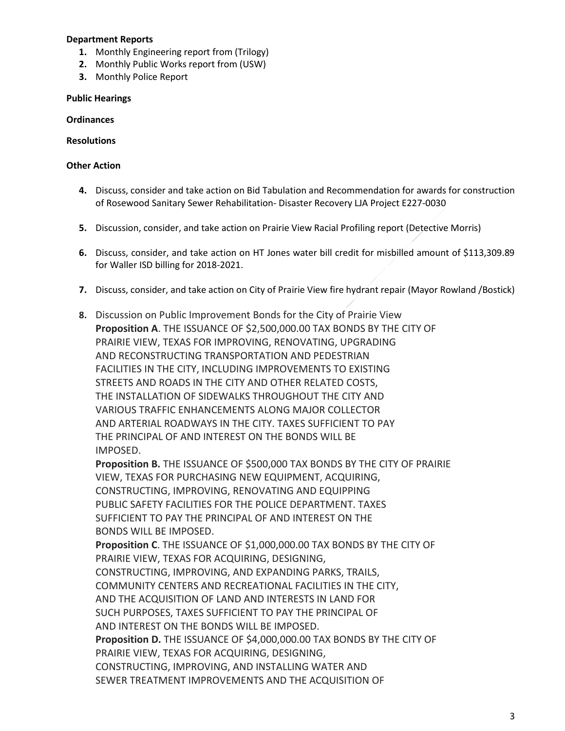**Department Reports**

1. Monthly Engineering report from (Trilogy)
2. Monthly Public Works report from (USW)
3. Monthly Police Report

**Public Hearings**

**Ordinances**

**Resolutions**

**Other Action**

4. Discuss, consider and take action on Bid Tabulation and Recommendation for awards for construction of Rosewood Sanitary Sewer Rehabilitation- Disaster Recovery LJA Project E227-0030

5. Discussion, consider, and take action on Prairie View Racial Profiling report (Detective Morris)

6. Discuss, consider, and take action on HT Jones water bill credit for misbilled amount of $113,309.89 for Waller ISD billing for 2018-2021.

7. Discuss, consider, and take action on City of Prairie View fire hydrant repair (Mayor Rowland /Bostick)

8. Discussion on Public Improvement Bonds for the City of Prairie View
   **Proposition A**. THE ISSUANCE OF $2,500,000.00 TAX BONDS BY THE CITY OF PRAIRIE VIEW, TEXAS FOR IMPROVING, RENOVATING, UPGRADING AND RECONSTRUCTING TRANSPORTATION AND PEDESTRIAN FACILITIES IN THE CITY, INCLUDING IMPROVEMENTS TO EXISTING STREETS AND ROADS IN THE CITY AND OTHER RELATED COSTS, THE INSTALLATION OF SIDEWALKS THROUGHOUT THE CITY AND VARIOUS TRAFFIC ENHANCEMENTS ALONG MAJOR COLLECTOR AND ARTERIAL ROADWAYS IN THE CITY. TAXES SUFFICIENT TO PAY THE PRINCIPAL OF AND INTEREST ON THE BONDS WILL BE IMPOSED.
   **Proposition B.** THE ISSUANCE OF $500,000 TAX BONDS BY THE CITY OF PRAIRIE VIEW, TEXAS FOR PURCHASING NEW EQUIPMENT, ACQUIRING, CONSTRUCTING, IMPROVING, RENOVATING AND EQUIPPING PUBLIC SAFETY FACILITIES FOR THE POLICE DEPARTMENT. TAXES SUFFICIENT TO PAY THE PRINCIPAL OF AND INTEREST ON THE BONDS WILL BE IMPOSED.
   **Proposition C**. THE ISSUANCE OF $1,000,000.00 TAX BONDS BY THE CITY OF PRAIRIE VIEW, TEXAS FOR ACQUIRING, DESIGNING, CONSTRUCTING, IMPROVING, AND EXPANDING PARKS, TRAILS, COMMUNITY CENTERS AND RECREATIONAL FACILITIES IN THE CITY, AND THE ACQUISITION OF LAND AND INTERESTS IN LAND FOR SUCH PURPOSES, TAXES SUFFICIENT TO PAY THE PRINCIPAL OF AND INTEREST ON THE BONDS WILL BE IMPOSED.
   **Proposition D.** THE ISSUANCE OF $4,000,000.00 TAX BONDS BY THE CITY OF PRAIRIE VIEW, TEXAS FOR ACQUIRING, DESIGNING, CONSTRUCTING, IMPROVING, AND INSTALLING WATER AND SEWER TREATMENT IMPROVEMENTS AND THE ACQUISITION OF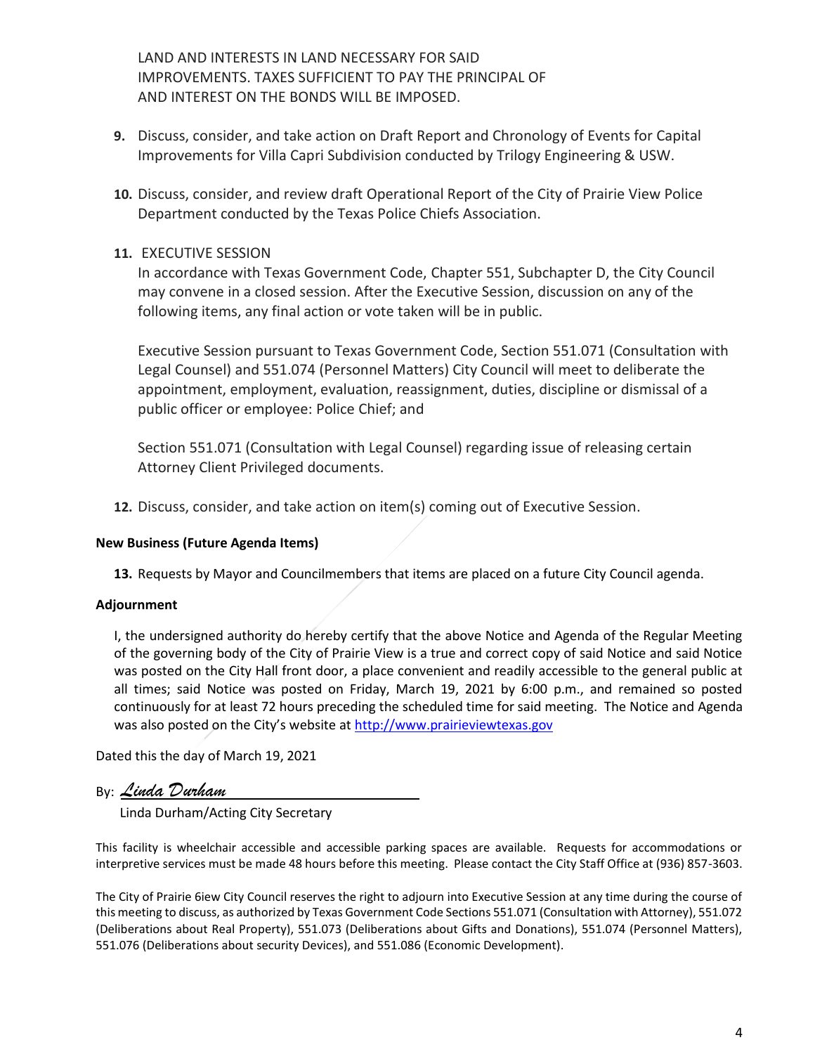LAND AND INTERESTS IN LAND NECESSARY FOR SAID IMPROVEMENTS. TAXES SUFFICIENT TO PAY THE PRINCIPAL OF AND INTEREST ON THE BONDS WILL BE IMPOSED.

9. Discuss, consider, and take action on Draft Report and Chronology of Events for Capital Improvements for Villa Capri Subdivision conducted by Trilogy Engineering & USW.

10. Discuss, consider, and review draft Operational Report of the City of Prairie View Police Department conducted by the Texas Police Chiefs Association.

11. EXECUTIVE SESSION

    In accordance with Texas Government Code, Chapter 551, Subchapter D, the City Council may convene in a closed session. After the Executive Session, discussion on any of the following items, any final action or vote taken will be in public.

    Executive Session pursuant to Texas Government Code, Section 551.071 (Consultation with Legal Counsel) and 551.074 (Personnel Matters) City Council will meet to deliberate the appointment, employment, evaluation, reassignment, duties, discipline or dismissal of a public officer or employee: Police Chief; and

    Section 551.071 (Consultation with Legal Counsel) regarding issue of releasing certain Attorney Client Privileged documents.

12. Discuss, consider, and take action on item(s) coming out of Executive Session.

**New Business (Future Agenda Items)**

13. Requests by Mayor and Councilmembers that items are placed on a future City Council agenda.

**Adjournment**

I, the undersigned authority do hereby certify that the above Notice and Agenda of the Regular Meeting of the governing body of the City of Prairie View is a true and correct copy of said Notice and said Notice was posted on the City Hall front door, a place convenient and readily accessible to the general public at all times; said Notice was posted on Friday, March 19, 2021 by 6:00 p.m., and remained so posted continuously for at least 72 hours preceding the scheduled time for said meeting. The Notice and Agenda was also posted on the City's website at http://www.prairieviewtexas.gov

Dated this the day of March 19, 2021

By: *Linda Durham*

Linda Durham/Acting City Secretary

This facility is wheelchair accessible and accessible parking spaces are available. Requests for accommodations or interpretive services must be made 48 hours before this meeting. Please contact the City Staff Office at (936) 857-3603.

The City of Prairie 6iew City Council reserves the right to adjourn into Executive Session at any time during the course of this meeting to discuss, as authorized by Texas Government Code Sections 551.071 (Consultation with Attorney), 551.072 (Deliberations about Real Property), 551.073 (Deliberations about Gifts and Donations), 551.074 (Personnel Matters), 551.076 (Deliberations about security Devices), and 551.086 (Economic Development).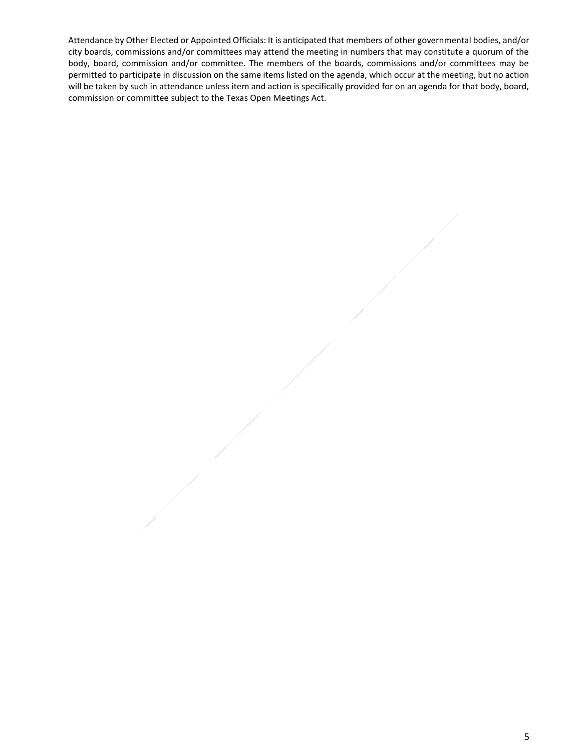Attendance by Other Elected or Appointed Officials: It is anticipated that members of other governmental bodies, and/or city boards, commissions and/or committees may attend the meeting in numbers that may constitute a quorum of the body, board, commission and/or committee. The members of the boards, commissions and/or committees may be permitted to participate in discussion on the same items listed on the agenda, which occur at the meeting, but no action will be taken by such in attendance unless item and action is specifically provided for on an agenda for that body, board, commission or committee subject to the Texas Open Meetings Act.